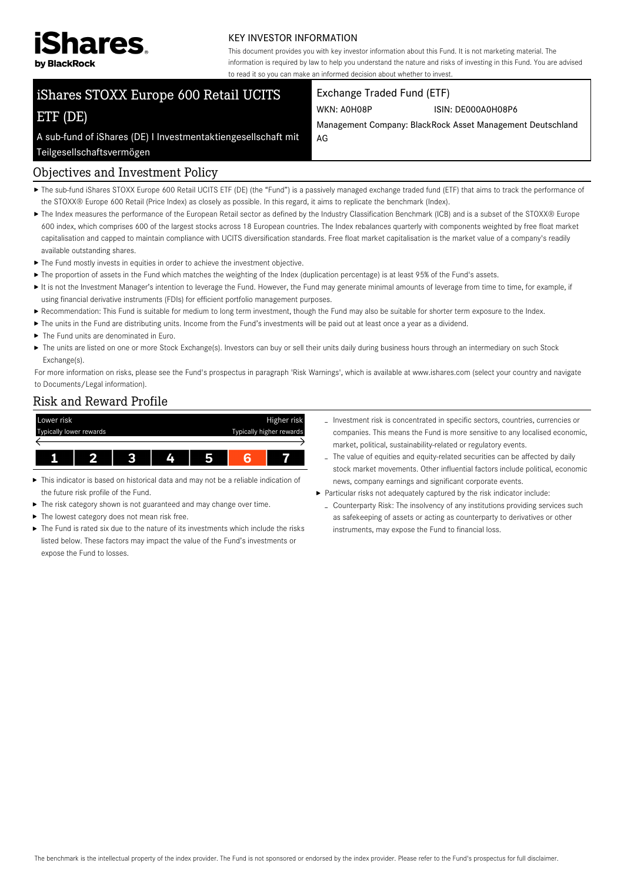iShares by BlackRock

KEY INVESTOR INFORMATION

This document provides you with key investor information about this Fund. It is not marketing material. The information is required by law to help you understand the nature and risks of investing in this Fund. You are advised to read it so you can make an informed decision about whether to invest.

# iShares STOXX Europe 600 Retail UCITS ETF (DE)

A sub-fund of iShares (DE) I Investmentaktiengesellschaft mit Teilgesellschaftsvermögen

Exchange Traded Fund (ETF)

WKN: A0H08P ISIN: DE000A0H08P6

Management Company: BlackRock Asset Management Deutschland AG

## Objectives and Investment Policy

- The sub-fund iShares STOXX Europe 600 Retail UCITS ETF (DE) (the "Fund") is a passively managed exchange traded fund (ETF) that aims to track the performance of the STOXX® Europe 600 Retail (Price Index) as closely as possible. In this regard, it aims to replicate the benchmark (Index).
- The Index measures the performance of the European Retail sector as defined by the Industry Classification Benchmark (ICB) and is a subset of the STOXX® Europe 600 index, which comprises 600 of the largest stocks across 18 European countries. The Index rebalances quarterly with components weighted by free float market capitalisation and capped to maintain compliance with UCITS diversification standards. Free float market capitalisation is the market value of a company's readily available outstanding shares.
- The Fund mostly invests in equities in order to achieve the investment objective.
- The proportion of assets in the Fund which matches the weighting of the Index (duplication percentage) is at least 95% of the Fund's assets.
- It is not the Investment Manager's intention to leverage the Fund. However, the Fund may generate minimal amounts of leverage from time to time, for example, if using financial derivative instruments (FDIs) for efficient portfolio management purposes.
- Recommendation: This Fund is suitable for medium to long term investment, though the Fund may also be suitable for shorter term exposure to the Index.
- The units in the Fund are distributing units. Income from the Fund's investments will be paid out at least once a year as a dividend.
- The Fund units are denominated in Euro.
- The units are listed on one or more Stock Exchange(s). Investors can buy or sell their units daily during business hours through an intermediary on such Stock Exchange(s).

For more information on risks, please see the Fund's prospectus in paragraph 'Risk Warnings', which is available at www.ishares.com (select your country and navigate to Documents/Legal information).

## Risk and Reward Profile

| Lower risk | | | | | | Higher risk |
|---|---|---|---|---|---|---|
| Typically lower rewards | | | | | | Typically higher rewards |
| 1 | 2 | 3 | 4 | 5 | **6** | 7 |

- This indicator is based on historical data and may not be a reliable indication of the future risk profile of the Fund.
- The risk category shown is not guaranteed and may change over time.
- The lowest category does not mean risk free.
- The Fund is rated six due to the nature of its investments which include the risks listed below. These factors may impact the value of the Fund's investments or expose the Fund to losses.
  - Investment risk is concentrated in specific sectors, countries, currencies or companies. This means the Fund is more sensitive to any localised economic, market, political, sustainability-related or regulatory events.
  - The value of equities and equity-related securities can be affected by daily stock market movements. Other influential factors include political, economic news, company earnings and significant corporate events.
- Particular risks not adequately captured by the risk indicator include:
  - Counterparty Risk: The insolvency of any institutions providing services such as safekeeping of assets or acting as counterparty to derivatives or other instruments, may expose the Fund to financial loss.

The benchmark is the intellectual property of the index provider. The Fund is not sponsored or endorsed by the index provider. Please refer to the Fund's prospectus for full disclaimer.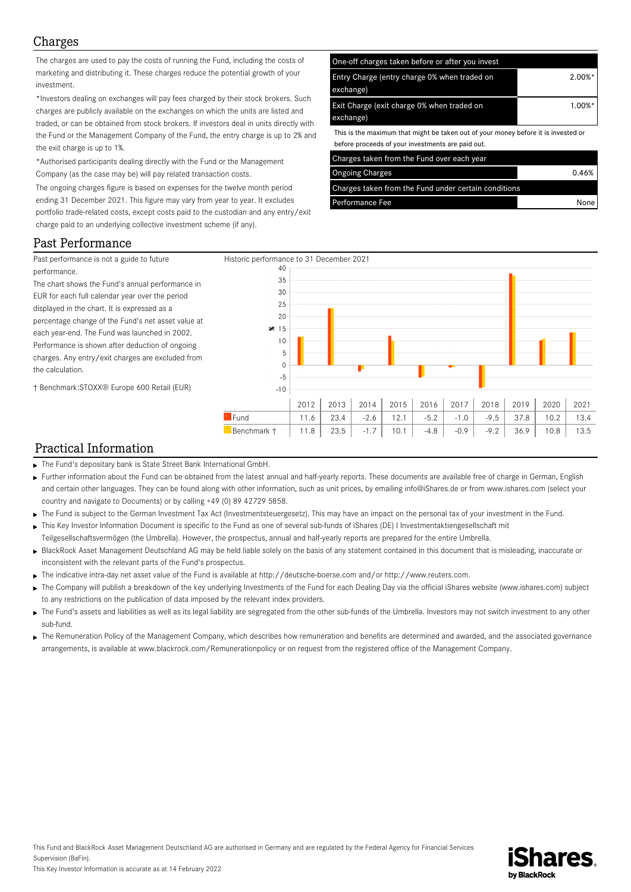## Charges

The charges are used to pay the costs of running the Fund, including the costs of marketing and distributing it. These charges reduce the potential growth of your investment.

*Investors dealing on exchanges will pay fees charged by their stock brokers. Such charges are publicly available on the exchanges on which the units are listed and traded, or can be obtained from stock brokers. If investors deal in units directly with the Fund or the Management Company of the Fund, the entry charge is up to 2% and the exit charge is up to 1%.

*Authorised participants dealing directly with the Fund or the Management Company (as the case may be) will pay related transaction costs.

The ongoing charges figure is based on expenses for the twelve month period ending 31 December 2021. This figure may vary from year to year. It excludes portfolio trade-related costs, except costs paid to the custodian and any entry/exit charge paid to an underlying collective investment scheme (if any).

| One-off charges taken before or after you invest | |
|---|---|
| Entry Charge (entry charge 0% when traded on exchange) | 2.00%* |
| Exit Charge (exit charge 0% when traded on exchange) | 1.00%* |

This is the maximum that might be taken out of your money before it is invested or before proceeds of your investments are paid out.

| Charges taken from the Fund over each year | |
|---|---|
| Ongoing Charges | 0.46% |
| **Charges taken from the Fund under certain conditions** | |
| Performance Fee | None |

## Past Performance

Past performance is not a guide to future performance.

The chart shows the Fund's annual performance in EUR for each full calendar year over the period displayed in the chart. It is expressed as a percentage change of the Fund's net asset value at each year-end. The Fund was launched in 2002.

Performance is shown after deduction of ongoing charges. Any entry/exit charges are excluded from the calculation.

† Benchmark:STOXX® Europe 600 Retail (EUR)

Historic performance to 31 December 2021

%

40
35
30
25
20
15
10
5
0
-5
-10

| | 2012 | 2013 | 2014 | 2015 | 2016 | 2017 | 2018 | 2019 | 2020 | 2021 |
|---|---|---|---|---|---|---|---|---|---|---|
| Fund | 11.6 | 23.4 | -2.6 | 12.1 | -5.2 | -1.0 | -9.5 | 37.8 | 10.2 | 13.4 |
| Benchmark † | 11.8 | 23.5 | -1.7 | 10.1 | -4.8 | -0.9 | -9.2 | 36.9 | 10.8 | 13.5 |

## Practical Information

- The Fund's depositary bank is State Street Bank International GmbH.
- Further information about the Fund can be obtained from the latest annual and half-yearly reports. These documents are available free of charge in German, English and certain other languages. They can be found along with other information, such as unit prices, by emailing info@iShares.de or from www.ishares.com (select your country and navigate to Documents) or by calling +49 (0) 89 42729 5858.
- The Fund is subject to the German Investment Tax Act (Investmentsteuergesetz). This may have an impact on the personal tax of your investment in the Fund.
- This Key Investor Information Document is specific to the Fund as one of several sub-funds of iShares (DE) I Investmentaktiengesellschaft mit Teilgesellschaftsvermögen (the Umbrella). However, the prospectus, annual and half-yearly reports are prepared for the entire Umbrella.
- BlackRock Asset Management Deutschland AG may be held liable solely on the basis of any statement contained in this document that is misleading, inaccurate or inconsistent with the relevant parts of the Fund's prospectus.
- The indicative intra-day net asset value of the Fund is available at http://deutsche-boerse.com and/or http://www.reuters.com.
- The Company will publish a breakdown of the key underlying Investments of the Fund for each Dealing Day via the official iShares website (www.ishares.com) subject to any restrictions on the publication of data imposed by the relevant index providers.
- The Fund's assets and liabilities as well as its legal liability are segregated from the other sub-funds of the Umbrella. Investors may not switch investment to any other sub-fund.
- The Remuneration Policy of the Management Company, which describes how remuneration and benefits are determined and awarded, and the associated governance arrangements, is available at www.blackrock.com/Remunerationpolicy or on request from the registered office of the Management Company.

This Fund and BlackRock Asset Management Deutschland AG are authorised in Germany and are regulated by the Federal Agency for Financial Services Supervision (BaFin).

This Key Investor Information is accurate as at 14 February 2022